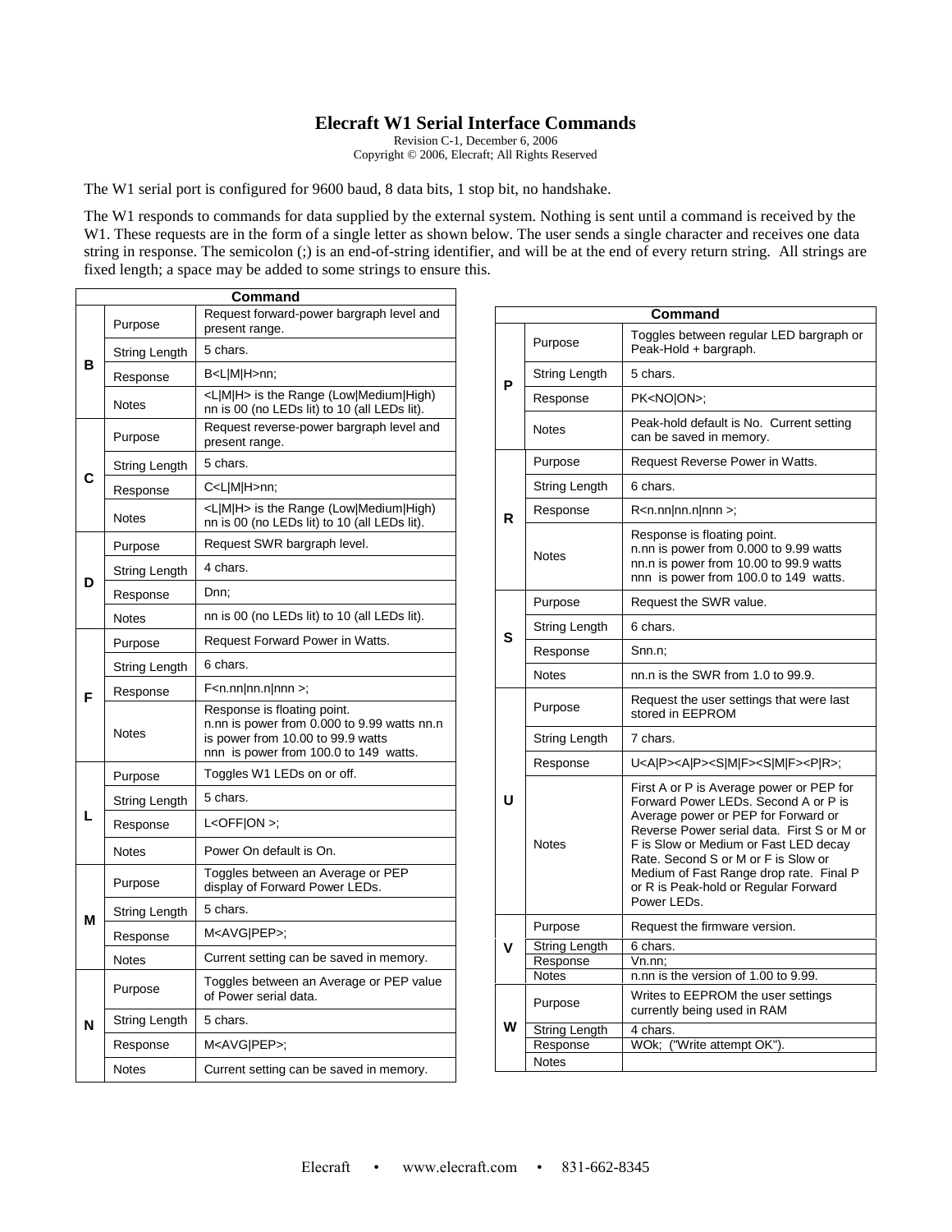# Elecraft W1 Serial Interface Commands

Revision C-1, December 6, 2006
Copyright © 2006, Elecraft; All Rights Reserved

The W1 serial port is configured for 9600 baud, 8 data bits, 1 stop bit, no handshake.

The W1 responds to commands for data supplied by the external system. Nothing is sent until a command is received by the W1. These requests are in the form of a single letter as shown below. The user sends a single character and receives one data string in response. The semicolon (;) is an end-of-string identifier, and will be at the end of every return string. All strings are fixed length; a space may be added to some strings to ensure this.

| Command | | |
|---|---|---|
| B | Purpose | Request forward-power bargraph level and present range. |
| | String Length | 5 chars. |
| | Response | B<L\|M\|H>nn; |
| | Notes | <L\|M\|H> is the Range (Low\|Medium\|High) nn is 00 (no LEDs lit) to 10 (all LEDs lit). |
| C | Purpose | Request reverse-power bargraph level and present range. |
| | String Length | 5 chars. |
| | Response | C<L\|M\|H>nn; |
| | Notes | <L\|M\|H> is the Range (Low\|Medium\|High) nn is 00 (no LEDs lit) to 10 (all LEDs lit). |
| D | Purpose | Request SWR bargraph level. |
| | String Length | 4 chars. |
| | Response | Dnn; |
| | Notes | nn is 00 (no LEDs lit) to 10 (all LEDs lit). |
| F | Purpose | Request Forward Power in Watts. |
| | String Length | 6 chars. |
| | Response | F<n.nn\|nn.n\|nnn >; |
| | Notes | Response is floating point. n.nn is power from 0.000 to 9.99 watts nn.n is power from 10.00 to 99.9 watts nnn is power from 100.0 to 149 watts. |
| L | Purpose | Toggles W1 LEDs on or off. |
| | String Length | 5 chars. |
| | Response | L<OFF\|ON >; |
| | Notes | Power On default is On. |
| M | Purpose | Toggles between an Average or PEP display of Forward Power LEDs. |
| | String Length | 5 chars. |
| | Response | M<AVG\|PEP>; |
| | Notes | Current setting can be saved in memory. |
| N | Purpose | Toggles between an Average or PEP value of Power serial data. |
| | String Length | 5 chars. |
| | Response | M<AVG\|PEP>; |
| | Notes | Current setting can be saved in memory. |

| Command | | |
|---|---|---|
| P | Purpose | Toggles between regular LED bargraph or Peak-Hold + bargraph. |
| | String Length | 5 chars. |
| | Response | PK<NO\|ON>; |
| | Notes | Peak-hold default is No. Current setting can be saved in memory. |
| R | Purpose | Request Reverse Power in Watts. |
| | String Length | 6 chars. |
| | Response | R<n.nn\|nn.n\|nnn >; |
| | Notes | Response is floating point. n.nn is power from 0.000 to 9.99 watts nn.n is power from 10.00 to 99.9 watts nnn is power from 100.0 to 149 watts. |
| S | Purpose | Request the SWR value. |
| | String Length | 6 chars. |
| | Response | Snn.n; |
| | Notes | nn.n is the SWR from 1.0 to 99.9. |
| U | Purpose | Request the user settings that were last stored in EEPROM |
| | String Length | 7 chars. |
| | Response | U<A\|P><A\|P><S\|M\|F><S\|M\|F><P\|R>; |
| | Notes | First A or P is Average power or PEP for Forward Power LEDs. Second A or P is Average power or PEP for Forward or Reverse Power serial data. First S or M or F is Slow or Medium or Fast LED decay Rate. Second S or M or F is Slow or Medium of Fast Range drop rate. Final P or R is Peak-hold or Regular Forward Power LEDs. |
| V | Purpose | Request the firmware version. |
| | String Length | 6 chars. |
| | Response | Vn.nn; |
| | Notes | n.nn is the version of 1.00 to 9.99. |
| W | Purpose | Writes to EEPROM the user settings currently being used in RAM |
| | String Length | 4 chars. |
| | Response | WOk; ("Write attempt OK"). |
| | Notes | |

Elecraft • www.elecraft.com • 831-662-8345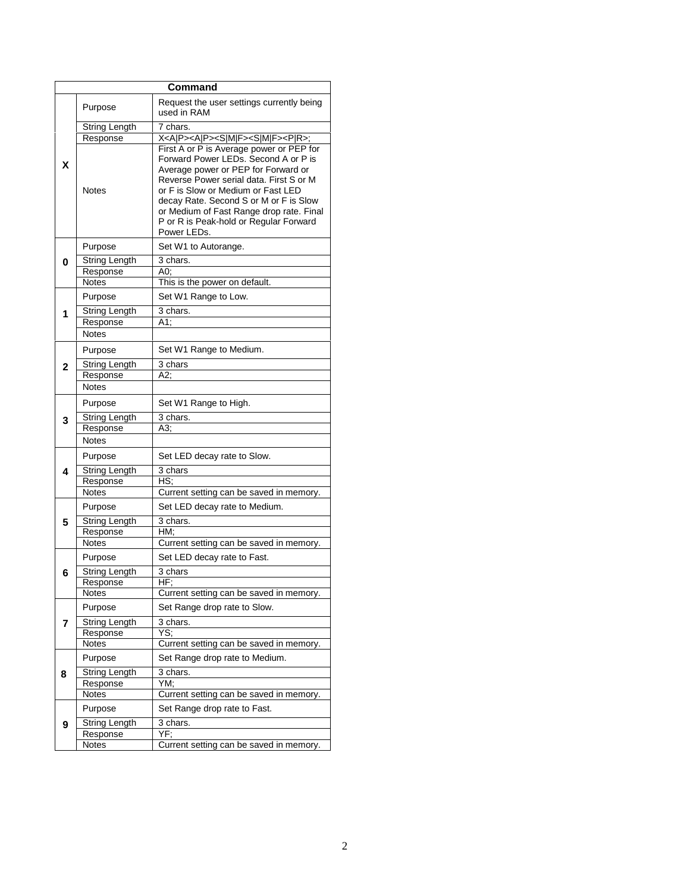| Command | | |
| --- | --- | --- |
| X | Purpose | Request the user settings currently being used in RAM |
| | String Length | 7 chars. |
| | Response | X<A\|P><A\|P><S\|M\|F><S\|M\|F><P\|R>; |
| | Notes | First A or P is Average power or PEP for Forward Power LEDs. Second A or P is Average power or PEP for Forward or Reverse Power serial data. First S or M or F is Slow or Medium or Fast LED decay Rate. Second S or M or F is Slow or Medium of Fast Range drop rate. Final P or R is Peak-hold or Regular Forward Power LEDs. |
| 0 | Purpose | Set W1 to Autorange. |
| | String Length | 3 chars. |
| | Response | A0; |
| | Notes | This is the power on default. |
| 1 | Purpose | Set W1 Range to Low. |
| | String Length | 3 chars. |
| | Response | A1; |
| | Notes | |
| 2 | Purpose | Set W1 Range to Medium. |
| | String Length | 3 chars |
| | Response | A2; |
| | Notes | |
| 3 | Purpose | Set W1 Range to High. |
| | String Length | 3 chars. |
| | Response | A3; |
| | Notes | |
| 4 | Purpose | Set LED decay rate to Slow. |
| | String Length | 3 chars |
| | Response | HS; |
| | Notes | Current setting can be saved in memory. |
| 5 | Purpose | Set LED decay rate to Medium. |
| | String Length | 3 chars. |
| | Response | HM; |
| | Notes | Current setting can be saved in memory. |
| 6 | Purpose | Set LED decay rate to Fast. |
| | String Length | 3 chars |
| | Response | HF; |
| | Notes | Current setting can be saved in memory. |
| 7 | Purpose | Set Range drop rate to Slow. |
| | String Length | 3 chars. |
| | Response | YS; |
| | Notes | Current setting can be saved in memory. |
| 8 | Purpose | Set Range drop rate to Medium. |
| | String Length | 3 chars. |
| | Response | YM; |
| | Notes | Current setting can be saved in memory. |
| 9 | Purpose | Set Range drop rate to Fast. |
| | String Length | 3 chars. |
| | Response | YF; |
| | Notes | Current setting can be saved in memory. |